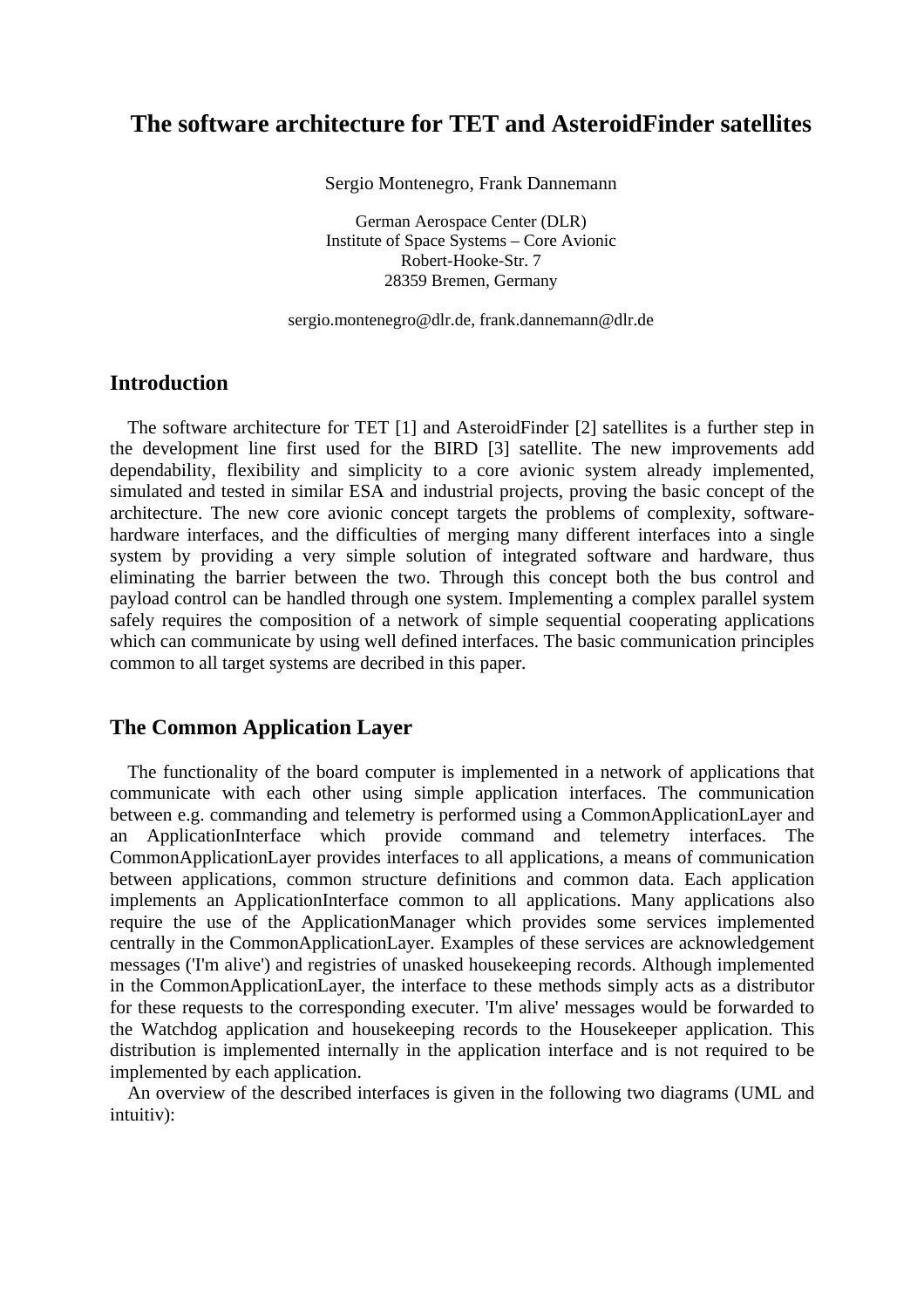# The software architecture for TET and AsteroidFinder satellites

Sergio Montenegro, Frank Dannemann

German Aerospace Center (DLR)
Institute of Space Systems – Core Avionic
Robert-Hooke-Str. 7
28359 Bremen, Germany

sergio.montenegro@dlr.de, frank.dannemann@dlr.de

## Introduction

The software architecture for TET [1] and AsteroidFinder [2] satellites is a further step in the development line first used for the BIRD [3] satellite. The new improvements add dependability, flexibility and simplicity to a core avionic system already implemented, simulated and tested in similar ESA and industrial projects, proving the basic concept of the architecture. The new core avionic concept targets the problems of complexity, software-hardware interfaces, and the difficulties of merging many different interfaces into a single system by providing a very simple solution of integrated software and hardware, thus eliminating the barrier between the two. Through this concept both the bus control and payload control can be handled through one system. Implementing a complex parallel system safely requires the composition of a network of simple sequential cooperating applications which can communicate by using well defined interfaces. The basic communication principles common to all target systems are decribed in this paper.

## The Common Application Layer

The functionality of the board computer is implemented in a network of applications that communicate with each other using simple application interfaces. The communication between e.g. commanding and telemetry is performed using a CommonApplicationLayer and an ApplicationInterface which provide command and telemetry interfaces. The CommonApplicationLayer provides interfaces to all applications, a means of communication between applications, common structure definitions and common data. Each application implements an ApplicationInterface common to all applications. Many applications also require the use of the ApplicationManager which provides some services implemented centrally in the CommonApplicationLayer. Examples of these services are acknowledgement messages ('I'm alive') and registries of unasked housekeeping records. Although implemented in the CommonApplicationLayer, the interface to these methods simply acts as a distributor for these requests to the corresponding executer. 'I'm alive' messages would be forwarded to the Watchdog application and housekeeping records to the Housekeeper application. This distribution is implemented internally in the application interface and is not required to be implemented by each application.

An overview of the described interfaces is given in the following two diagrams (UML and intuitiv):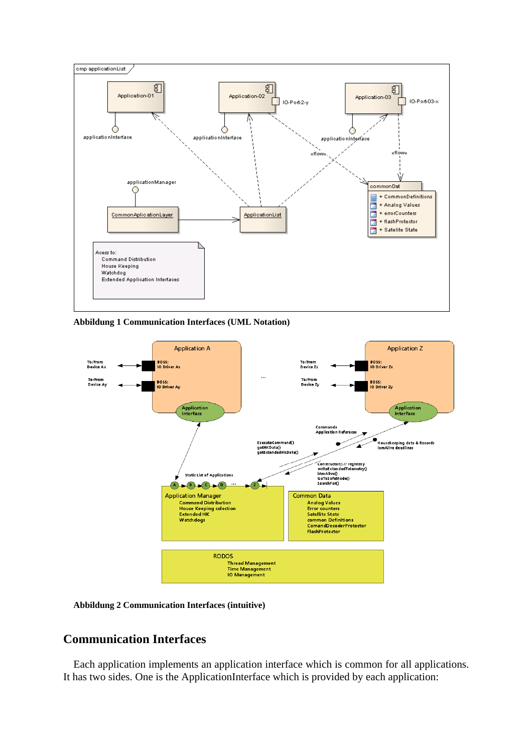**Abbildung 1 Communication Interfaces (UML Notation)**

**Abbildung 2 Communication Interfaces (intuitive)**

## Communication Interfaces

Each application implements an application interface which is common for all applications. It has two sides. One is the ApplicationInterface which is provided by each application: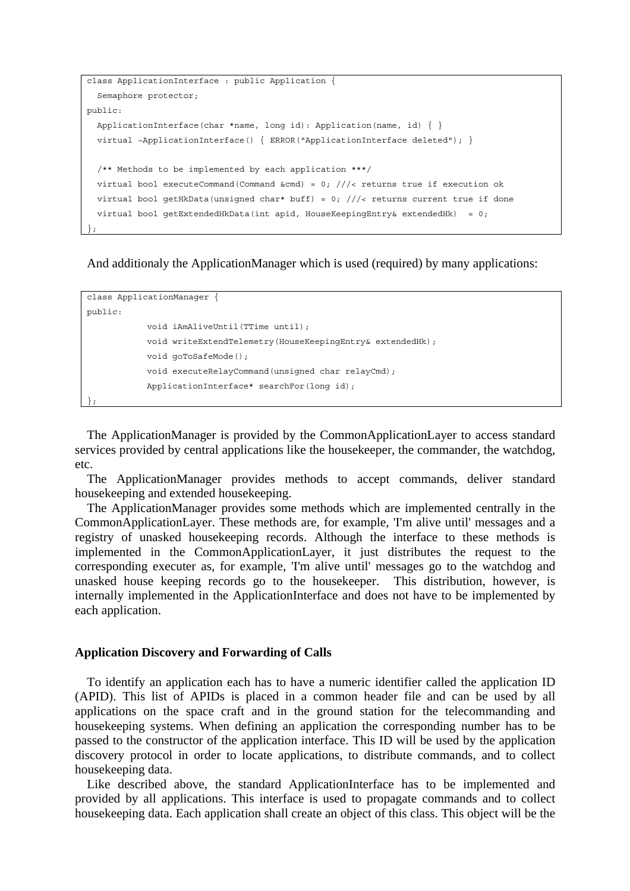```
class ApplicationInterface : public Application {
  Semaphore protector;
public:
  ApplicationInterface(char *name, long id): Application(name, id) { }
  virtual ~ApplicationInterface() { ERROR("ApplicationInterface deleted"); }

  /** Methods to be implemented by each application ***/
  virtual bool executeCommand(Command &cmd) = 0; ///< returns true if execution ok
  virtual bool getHkData(unsigned char* buff) = 0; ///< returns current true if done
  virtual bool getExtendedHkData(int apid, HouseKeepingEntry& extendedHk)  = 0;
};
```

And additionaly the ApplicationManager which is used (required) by many applications:

```
class ApplicationManager {
public:
            void iAmAliveUntil(TTime until);
            void writeExtendTelemetry(HouseKeepingEntry& extendedHk);
            void goToSafeMode();
            void executeRelayCommand(unsigned char relayCmd);
            ApplicationInterface* searchFor(long id);
};
```

The ApplicationManager is provided by the CommonApplicationLayer to access standard services provided by central applications like the housekeeper, the commander, the watchdog, etc.

The ApplicationManager provides methods to accept commands, deliver standard housekeeping and extended housekeeping.

The ApplicationManager provides some methods which are implemented centrally in the CommonApplicationLayer. These methods are, for example, 'I'm alive until' messages and a registry of unasked housekeeping records. Although the interface to these methods is implemented in the CommonApplicationLayer, it just distributes the request to the corresponding executer as, for example, 'I'm alive until' messages go to the watchdog and unasked house keeping records go to the housekeeper. This distribution, however, is internally implemented in the ApplicationInterface and does not have to be implemented by each application.

### Application Discovery and Forwarding of Calls

To identify an application each has to have a numeric identifier called the application ID (APID). This list of APIDs is placed in a common header file and can be used by all applications on the space craft and in the ground station for the telecommanding and housekeeping systems. When defining an application the corresponding number has to be passed to the constructor of the application interface. This ID will be used by the application discovery protocol in order to locate applications, to distribute commands, and to collect housekeeping data.

Like described above, the standard ApplicationInterface has to be implemented and provided by all applications. This interface is used to propagate commands and to collect housekeeping data. Each application shall create an object of this class. This object will be the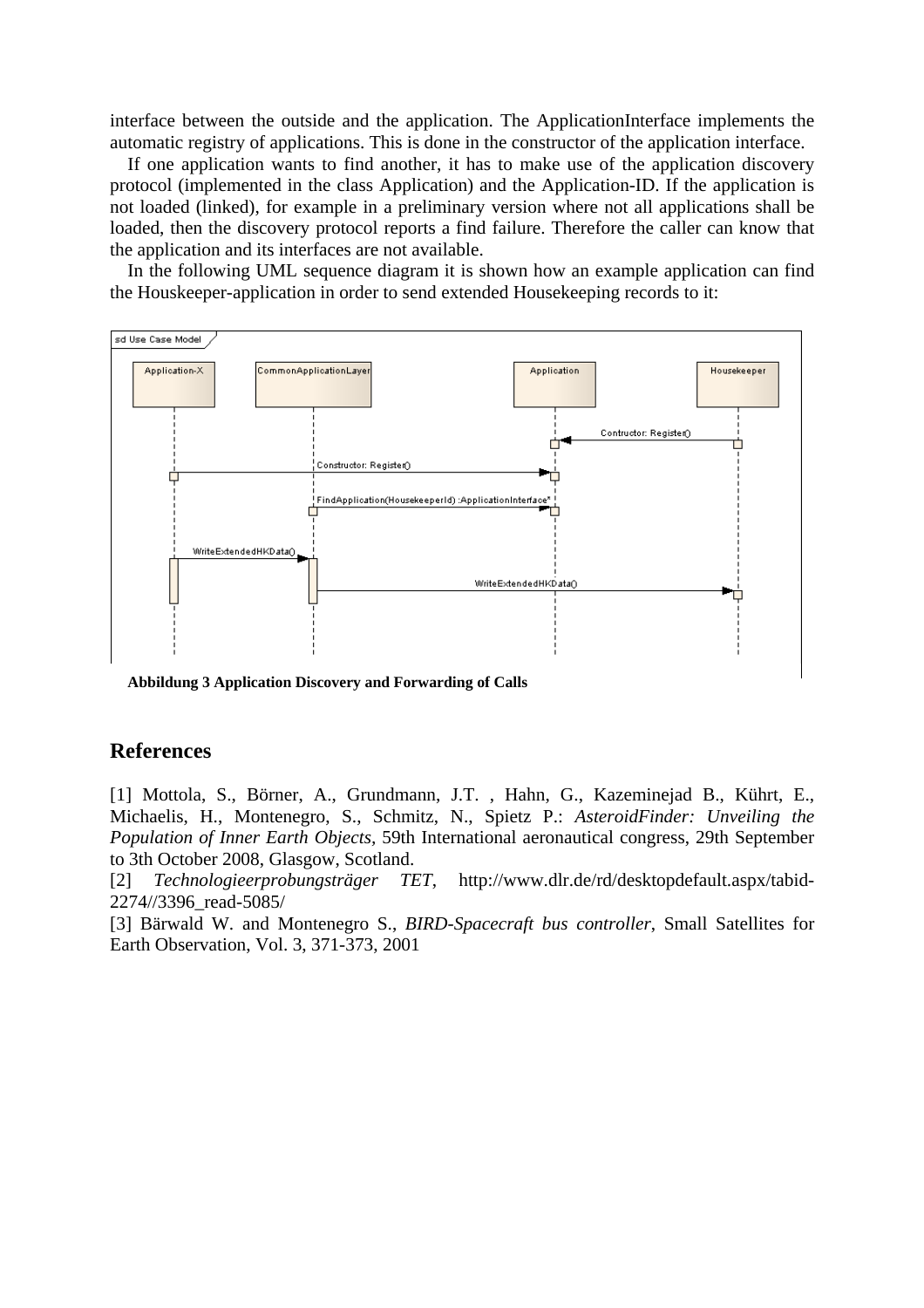interface between the outside and the application. The ApplicationInterface implements the automatic registry of applications. This is done in the constructor of the application interface.

If one application wants to find another, it has to make use of the application discovery protocol (implemented in the class Application) and the Application-ID. If the application is not loaded (linked), for example in a preliminary version where not all applications shall be loaded, then the discovery protocol reports a find failure. Therefore the caller can know that the application and its interfaces are not available.

In the following UML sequence diagram it is shown how an example application can find the Houskeeper-application in order to send extended Housekeeping records to it:

sd Use Case Model

Application-X

CommonApplicationLayer

Application

Housekeeper

Contructor: Register()

Constructor: Register()

FindApplication(HousekeeperId) :ApplicationInterface*

WriteExtendedHKData()

WriteExtendedHKData()

**Abbildung 3 Application Discovery and Forwarding of Calls**

## References

[1] Mottola, S., Börner, A., Grundmann, J.T. , Hahn, G., Kazeminejad B., Kührt, E., Michaelis, H., Montenegro, S., Schmitz, N., Spietz P.: *AsteroidFinder: Unveiling the Population of Inner Earth Objects*, 59th International aeronautical congress, 29th September to 3th October 2008, Glasgow, Scotland.

[2] *Technologieerprobungsträger TET*, http://www.dlr.de/rd/desktopdefault.aspx/tabid-2274//3396_read-5085/

[3] Bärwald W. and Montenegro S., *BIRD-Spacecraft bus controller*, Small Satellites for Earth Observation, Vol. 3, 371-373, 2001